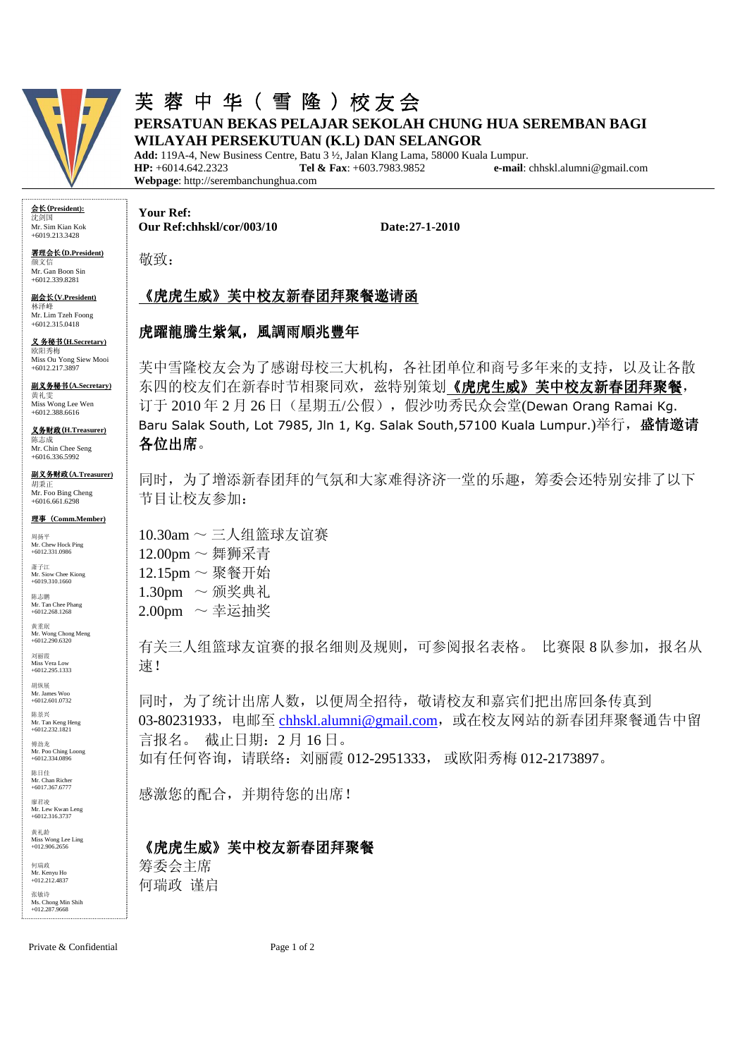# 芙 蓉 中 华（ 雪 隆 ）校 友 会

**PERSATUAN BEKAS PELAJAR SEKOLAH CHUNG HUA SEREMBAN BAGI WILAYAH PERSEKUTUAN (K.L) DAN SELANGOR**

**Add:** 119A-4, New Business Centre, Batu 3 ½, Jalan Klang Lama, 58000 Kuala Lumpur.
**HP:** +6014.642.2323 **Tel & Fax**: +603.7983.9852 **e-mail**: chhskl.alumni@gmail.com
**Webpage**: http://serembanchunghua.com

**会长(President):**
沈剑国
Mr. Sim Kian Kok
+6019.213.3428

**署理会长(D.President)**
颜文信
Mr. Gan Boon Sin
+6012.339.8281

**副会长(V.President)**
林泽峰
Mr. Lim Tzeh Foong
+6012.315.0418

**义务秘书(H.Secretary)**
欧阳秀梅
Miss Ou Yong Siew Mooi
+6012.217.3897

**副义务秘书(A.Secretary)**
黄礼雯
Miss Wong Lee Wen
+6012.388.6616

**义务财政(H.Treasurer)**
陈志成
Mr. Chin Chee Seng
+6016.336.5992

**副义务财政(A.Treasurer)**
胡秉正
Mr. Foo Bing Cheng
+6016.661.6298

**理事（Comm.Member)**

周扬平
Mr. Chew Hock Ping
+6012.331.0986

萧子江
Mr. Siow Chee Kiong
+6019.310.1660

陈志鹏
Mr. Tan Chee Phang
+6012.268.1268

黄重珉
Mr. Wong Chong Meng
+6012.290.6320

刘丽霞
Miss Vera Low
+6012.295.1333

胡纵展
Mr. James Woo
+6012.601.0732

陈景兴
Mr. Tan Keng Heng
+6012.232.1821

傅劲龙
Mr. Poo Ching Loong
+6012.334.0896

陈日任
Mr. Chan Richer
+6017.367.6777

廖君凌
Mr. Lew Kwan Leng
+6012.316.3737

黄礼龄
Miss Wong Lee Ling
+012.906.2656

何瑞政
Mr. Kenyu Ho
+012.212.4837

张敏诗
Ms. Chong Min Shih
+012.287.9668

---

**Your Ref:**
**Our Ref:chhskl/cor/003/10** **Date:27-1-2010**

敬致：

## 《虎虎生威》芙中校友新春团拜聚餐邀请函

## 虎躍龍騰生紫氣，風調雨順兆豐年

芙中雪隆校友会为了感谢母校三大机构，各社团单位和商号多年来的支持，以及让各散东四的校友们在新春时节相聚同欢，兹特别策划 **《虎虎生威》芙中校友新春团拜聚餐**，订于 2010 年 2 月 26 日（星期五/公假），假沙叻秀民众会堂(Dewan Orang Ramai Kg. Baru Salak South, Lot 7985, Jln 1, Kg. Salak South,57100 Kuala Lumpur.)举行，**盛情邀请各位出席**。

同时，为了增添新春团拜的气氛和大家难得济济一堂的乐趣，筹委会还特别安排了以下节目让校友参加：

10.30am ～ 三人组篮球友谊赛
12.00pm ～ 舞狮采青
12.15pm ～ 聚餐开始
1.30pm ～ 颁奖典礼
2.00pm ～ 幸运抽奖

有关三人组篮球友谊赛的报名细则及规则，可参阅报名表格。 比赛限 8 队参加，报名从速！

同时，为了统计出席人数，以便周全招待，敬请校友和嘉宾们把出席回条传真到 03-80231933，电邮至 chhskl.alumni@gmail.com，或在校友网站的新春团拜聚餐通告中留言报名。 截止日期：2 月 16 日。
如有任何咨询，请联络：刘丽霞 012-2951333， 或欧阳秀梅 012-2173897。

感激您的配合，并期待您的出席！

**《虎虎生威》芙中校友新春团拜聚餐**
筹委会主席
何瑞政 谨启

Private & Confidential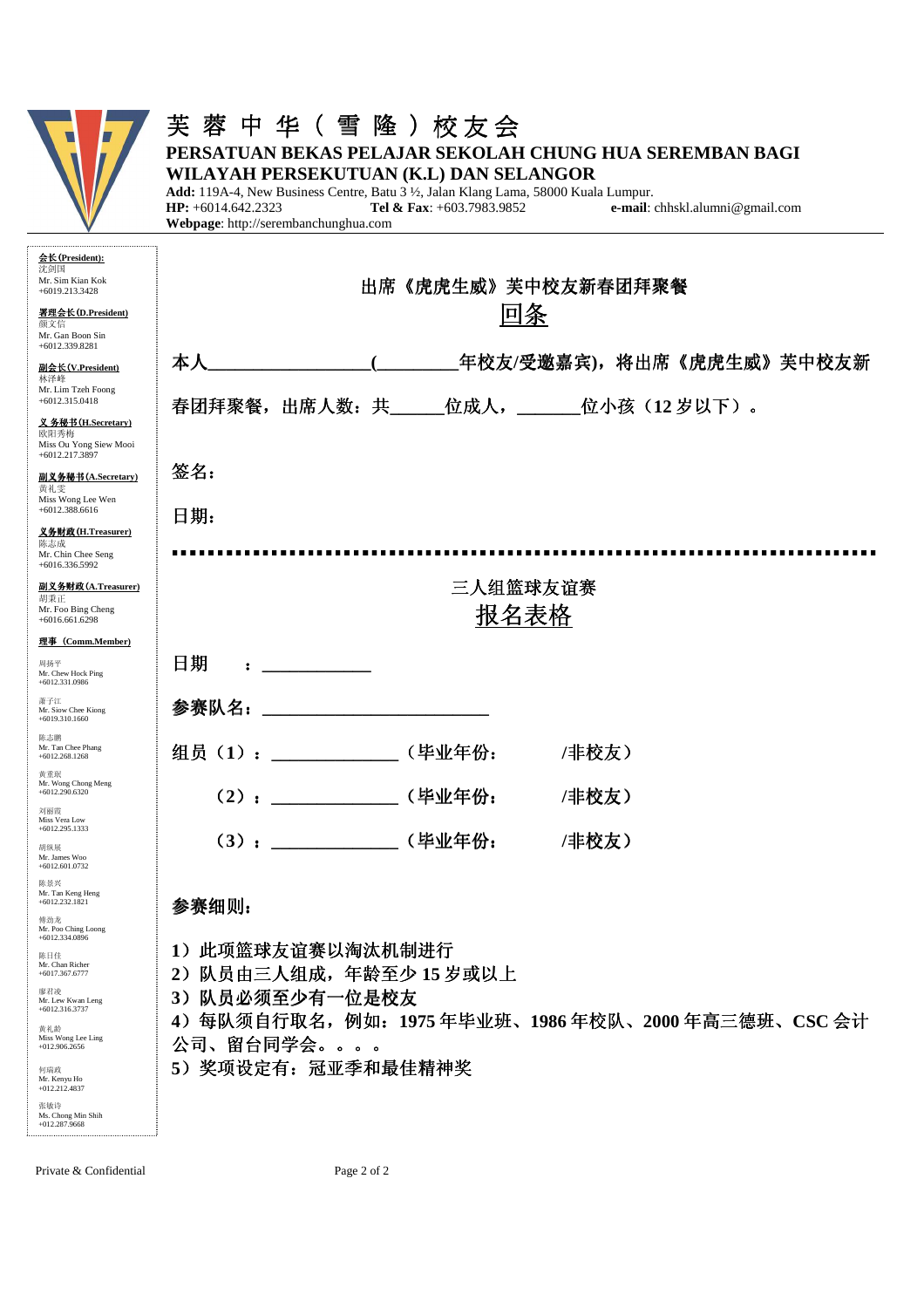# 芙 蓉 中 华（雪 隆）校友会

**PERSATUAN BEKAS PELAJAR SEKOLAH CHUNG HUA SEREMBAN BAGI WILAYAH PERSEKUTUAN (K.L) DAN SELANGOR**

**Add:** 119A-4, New Business Centre, Batu 3 ½, Jalan Klang Lama, 58000 Kuala Lumpur.
**HP:** +6014.642.2323 **Tel & Fax**: +603.7983.9852 **e-mail**: chhskl.alumni@gmail.com
**Webpage**: http://serembanchunghua.com

**会长(President):**
沈剑国
Mr. Sim Kian Kok
+6019.213.3428

**署理会长(D.President)**
颜文信
Mr. Gan Boon Sin
+6012.339.8281

**副会长(V.President)**
林泽峰
Mr. Lim Tzeh Foong
+6012.315.0418

**义务秘书(H.Secretary)**
欧阳秀梅
Miss Ou Yong Siew Mooi
+6012.217.3897

**副义务秘书(A.Secretary)**
黄礼雯
Miss Wong Lee Wen
+6012.388.6616

**义务财政(H.Treasurer)**
陈志成
Mr. Chin Chee Seng
+6016.336.5992

**副义务财政(A.Treasurer)**
胡秉正
Mr. Foo Bing Cheng
+6016.661.6298

**理事（Comm.Member)**

周扬平
Mr. Chew Hock Ping
+6012.331.0986

萧子江
Mr. Siow Chee Kiong
+6019.310.1660

陈志鹏
Mr. Tan Chee Phang
+6012.268.1268

黄重珉
Mr. Wong Chong Meng
+6012.290.6320

刘丽霞
Miss Vera Low
+6012.295.1333

胡纵展
Mr. James Woo
+6012.601.0732

陈景兴
Mr. Tan Keng Heng
+6012.232.1821

傅劲龙
Mr. Poo Ching Loong
+6012.334.0896

陈日佳
Mr. Chan Richer
+6017.367.6777

廖君凌
Mr. Lew Kwan Leng
+6012.316.3737

黄礼龄
Miss Wong Lee Ling
+012.906.2656

何瑞政
Mr. Kenyu Ho
+012.212.4837

张敏诗
Ms. Chong Min Shih
+012.287.9668

## 出席《虎虎生威》芙中校友新春团拜聚餐

## 回条

**本人__________________(_________年校友/受邀嘉宾)，将出席《虎虎生威》芙中校友新春团拜聚餐，出席人数：共______位成人，_______位小孩（12 岁以下）。**

**签名：**

**日期：**

---

## 三人组篮球友谊赛

## 报名表格

**日期 ：_____________**

**参赛队名：___________________________**

**组员（1）：_______________（毕业年份： /非校友）**

**（2）：_______________（毕业年份： /非校友）**

**（3）：_______________（毕业年份： /非校友）**

**参赛细则：**

**1）此项篮球友谊赛以淘汰机制进行**
**2）队员由三人组成，年龄至少 15 岁或以上**
**3）队员必须至少有一位是校友**
**4）每队须自行取名，例如：1975 年毕业班、1986 年校队、2000 年高三德班、CSC 会计公司、留台同学会。。。。**
**5）奖项设定有：冠亚季和最佳精神奖**

Private & Confidential